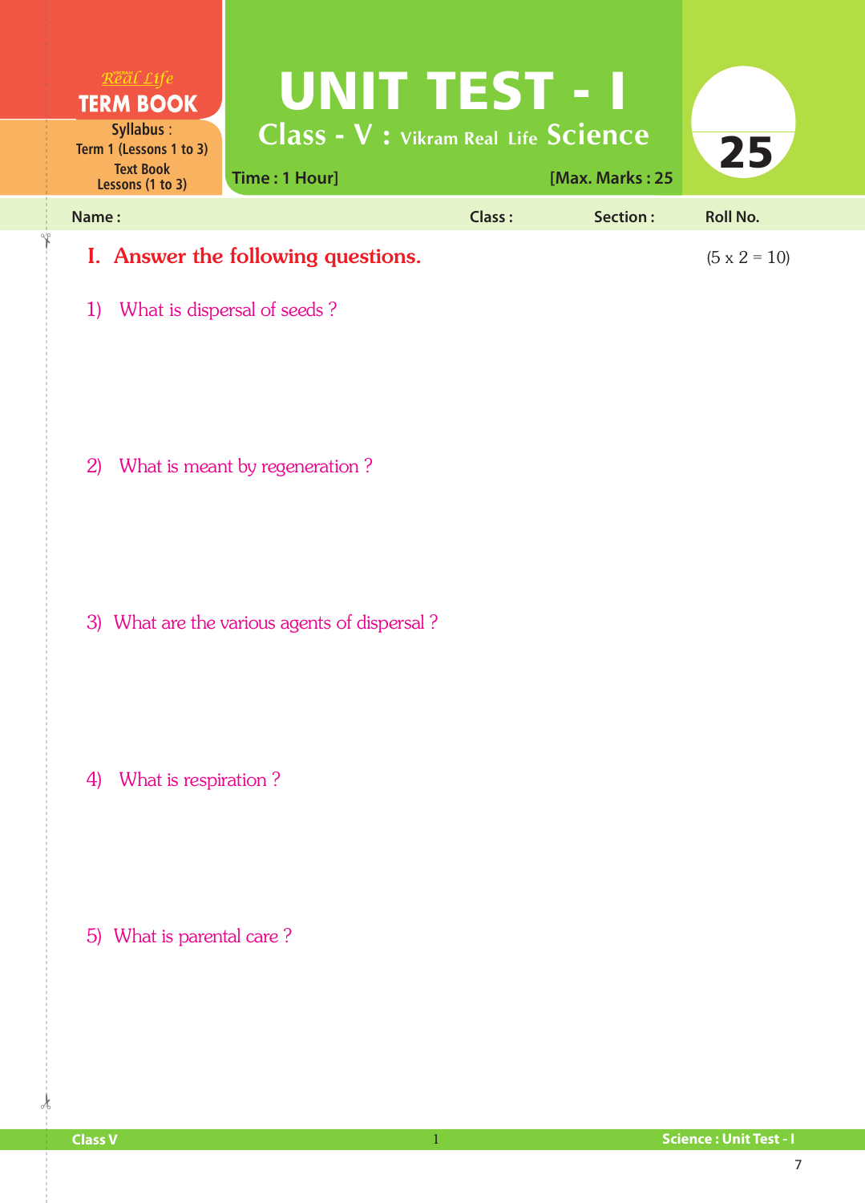Real Life
**TERM BOOK**

**Syllabus :**
Term 1 (Lessons 1 to 3)
Text Book
Lessons (1 to 3)

# UNIT TEST - I

## Class - V : Vikram Real Life Science

Time : 1 Hour] [Max. Marks : 25

25

Name : Class : Section : Roll No.

## I. Answer the following questions. (5 x 2 = 10)

1) What is dispersal of seeds ?

2) What is meant by regeneration ?

3) What are the various agents of dispersal ?

4) What is respiration ?

5) What is parental care ?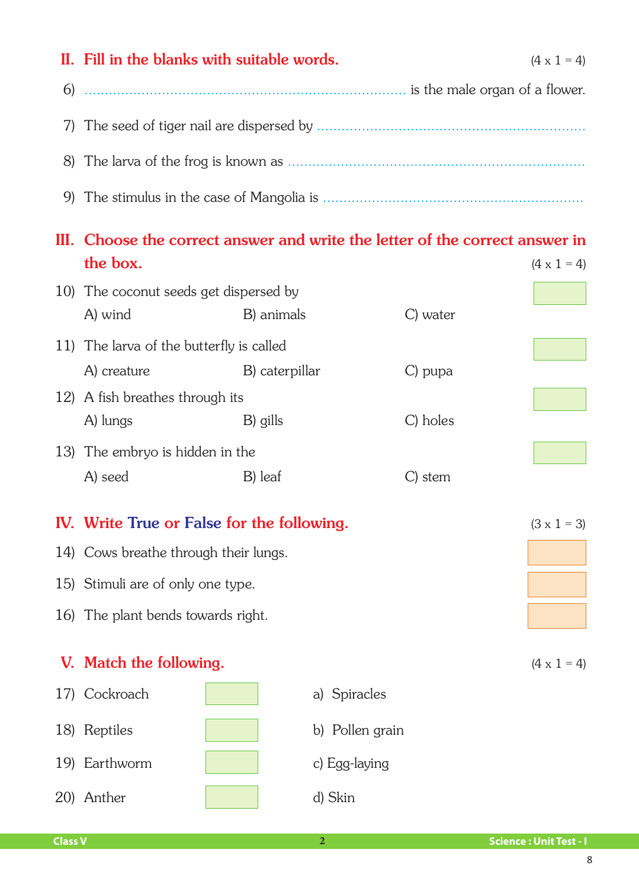## II. Fill in the blanks with suitable words. (4 x 1 = 4)

6) ............................................................................ is the male organ of a flower.

7) The seed of tiger nail are dispersed by ............................................................

8) The larva of the frog is known as ............................................................

9) The stimulus in the case of Mangolia is ............................................................

## III. Choose the correct answer and write the letter of the correct answer in the box. (4 x 1 = 4)

10) The coconut seeds get dispersed by

A) wind B) animals C) water

11) The larva of the butterfly is called

A) creature B) caterpillar C) pupa

12) A fish breathes through its

A) lungs B) gills C) holes

13) The embryo is hidden in the

A) seed B) leaf C) stem

## IV. Write True or False for the following. (3 x 1 = 3)

14) Cows breathe through their lungs.

15) Stimuli are of only one type.

16) The plant bends towards right.

## V. Match the following. (4 x 1 = 4)

| | | |
|---|---|---|
| 17) Cockroach | | a) Spiracles |
| 18) Reptiles | | b) Pollen grain |
| 19) Earthworm | | c) Egg-laying |
| 20) Anther | | d) Skin |